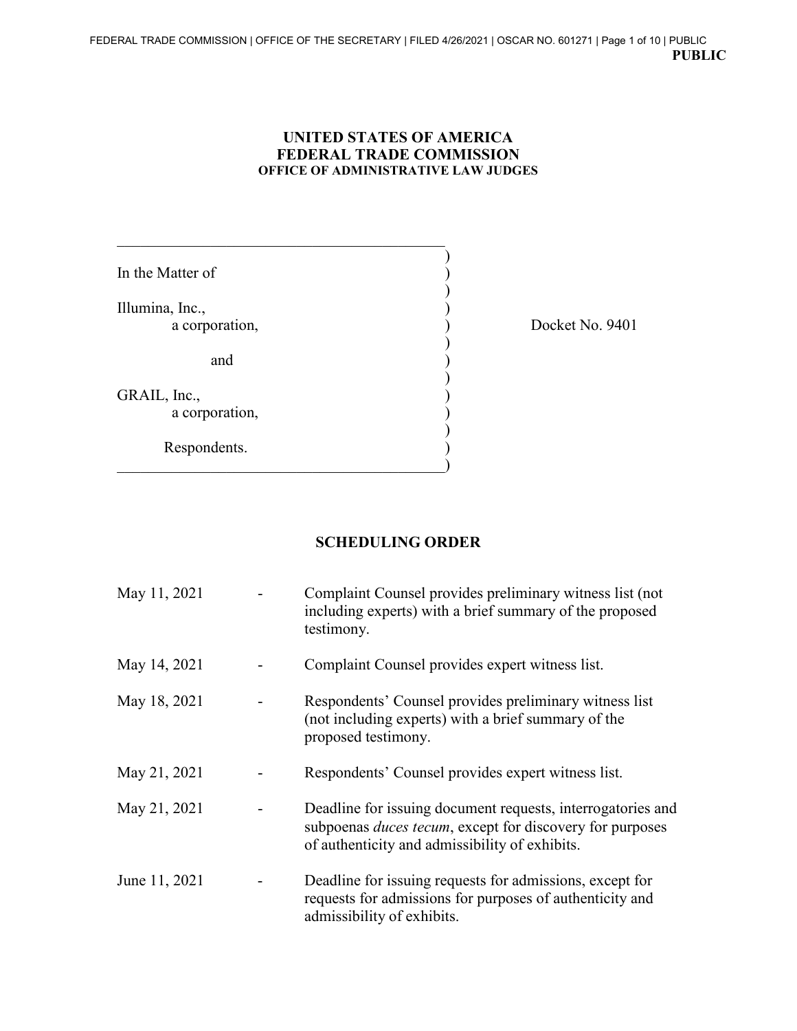**PUBLIC**

**UNITED STATES OF AMERICA**
**FEDERAL TRADE COMMISSION**
**OFFICE OF ADMINISTRATIVE LAW JUDGES**

In the Matter of

Illumina, Inc.,
a corporation,

and

GRAIL, Inc.,
a corporation,

Respondents.

Docket No. 9401

## SCHEDULING ORDER

| | | |
|---|---|---|
| May 11, 2021 | - | Complaint Counsel provides preliminary witness list (not including experts) with a brief summary of the proposed testimony. |
| May 14, 2021 | - | Complaint Counsel provides expert witness list. |
| May 18, 2021 | - | Respondents' Counsel provides preliminary witness list (not including experts) with a brief summary of the proposed testimony. |
| May 21, 2021 | - | Respondents' Counsel provides expert witness list. |
| May 21, 2021 | - | Deadline for issuing document requests, interrogatories and subpoenas *duces tecum*, except for discovery for purposes of authenticity and admissibility of exhibits. |
| June 11, 2021 | - | Deadline for issuing requests for admissions, except for requests for admissions for purposes of authenticity and admissibility of exhibits. |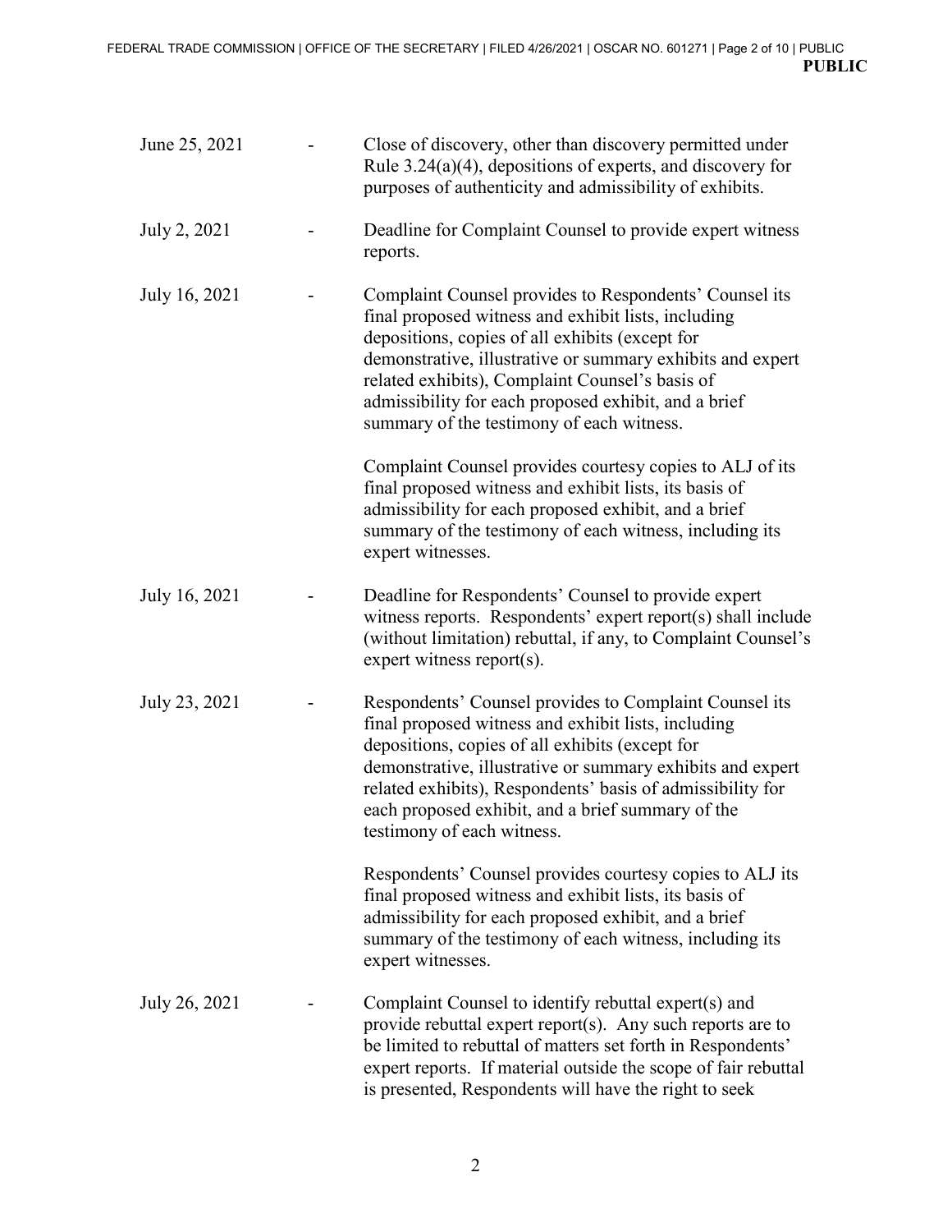| | | |
|---|---|---|
| June 25, 2021 | - | Close of discovery, other than discovery permitted under Rule 3.24(a)(4), depositions of experts, and discovery for purposes of authenticity and admissibility of exhibits. |
| July 2, 2021 | - | Deadline for Complaint Counsel to provide expert witness reports. |
| July 16, 2021 | - | Complaint Counsel provides to Respondents' Counsel its final proposed witness and exhibit lists, including depositions, copies of all exhibits (except for demonstrative, illustrative or summary exhibits and expert related exhibits), Complaint Counsel's basis of admissibility for each proposed exhibit, and a brief summary of the testimony of each witness.<br><br>Complaint Counsel provides courtesy copies to ALJ of its final proposed witness and exhibit lists, its basis of admissibility for each proposed exhibit, and a brief summary of the testimony of each witness, including its expert witnesses. |
| July 16, 2021 | - | Deadline for Respondents' Counsel to provide expert witness reports. Respondents' expert report(s) shall include (without limitation) rebuttal, if any, to Complaint Counsel's expert witness report(s). |
| July 23, 2021 | - | Respondents' Counsel provides to Complaint Counsel its final proposed witness and exhibit lists, including depositions, copies of all exhibits (except for demonstrative, illustrative or summary exhibits and expert related exhibits), Respondents' basis of admissibility for each proposed exhibit, and a brief summary of the testimony of each witness.<br><br>Respondents' Counsel provides courtesy copies to ALJ its final proposed witness and exhibit lists, its basis of admissibility for each proposed exhibit, and a brief summary of the testimony of each witness, including its expert witnesses. |
| July 26, 2021 | - | Complaint Counsel to identify rebuttal expert(s) and provide rebuttal expert report(s). Any such reports are to be limited to rebuttal of matters set forth in Respondents' expert reports. If material outside the scope of fair rebuttal is presented, Respondents will have the right to seek |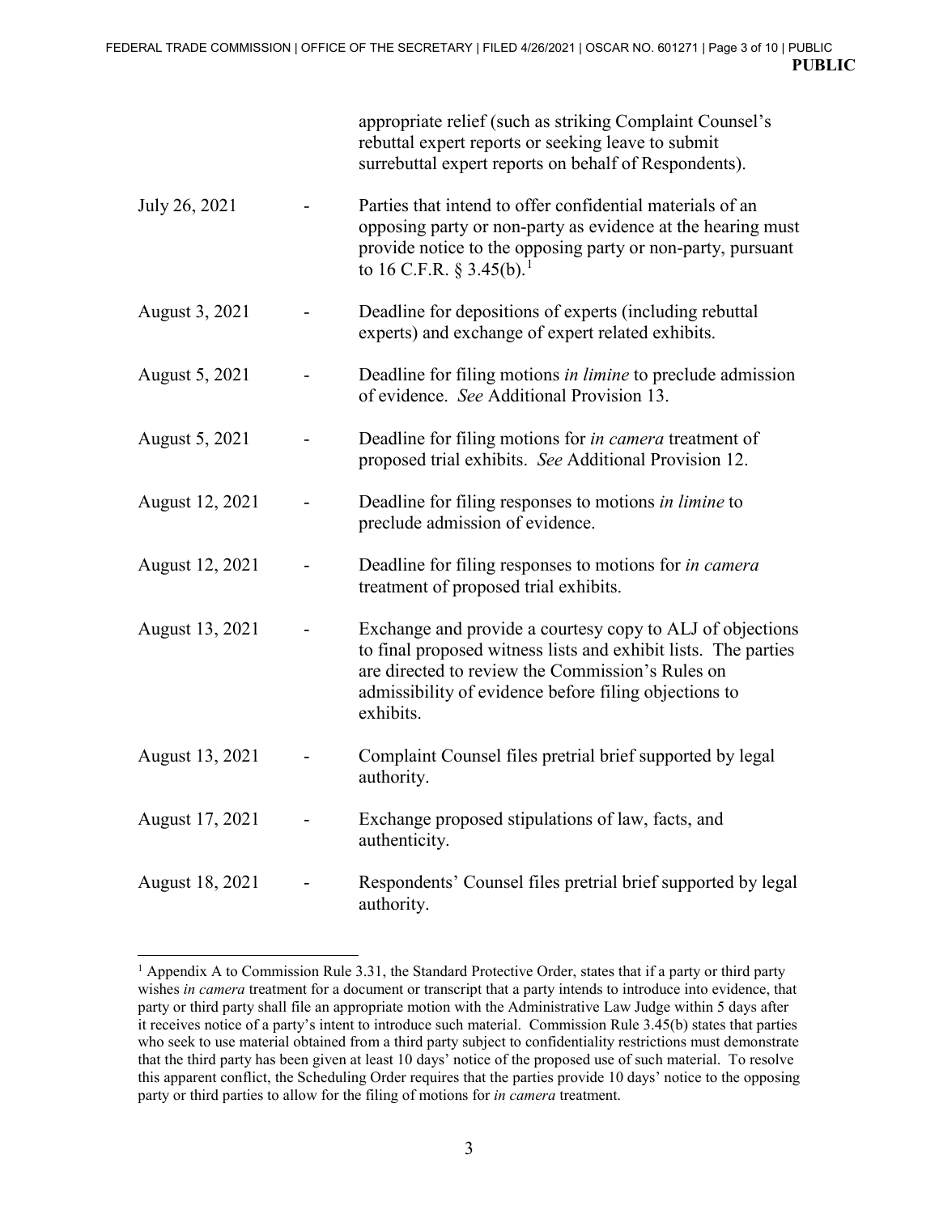appropriate relief (such as striking Complaint Counsel's rebuttal expert reports or seeking leave to submit surrebuttal expert reports on behalf of Respondents).

| | | |
|---|---|---|
| July 26, 2021 | - | Parties that intend to offer confidential materials of an opposing party or non-party as evidence at the hearing must provide notice to the opposing party or non-party, pursuant to 16 C.F.R. § 3.45(b).[1] |
| August 3, 2021 | - | Deadline for depositions of experts (including rebuttal experts) and exchange of expert related exhibits. |
| August 5, 2021 | - | Deadline for filing motions *in limine* to preclude admission of evidence. *See* Additional Provision 13. |
| August 5, 2021 | - | Deadline for filing motions for *in camera* treatment of proposed trial exhibits. *See* Additional Provision 12. |
| August 12, 2021 | - | Deadline for filing responses to motions *in limine* to preclude admission of evidence. |
| August 12, 2021 | - | Deadline for filing responses to motions for *in camera* treatment of proposed trial exhibits. |
| August 13, 2021 | - | Exchange and provide a courtesy copy to ALJ of objections to final proposed witness lists and exhibit lists. The parties are directed to review the Commission's Rules on admissibility of evidence before filing objections to exhibits. |
| August 13, 2021 | - | Complaint Counsel files pretrial brief supported by legal authority. |
| August 17, 2021 | - | Exchange proposed stipulations of law, facts, and authenticity. |
| August 18, 2021 | - | Respondents' Counsel files pretrial brief supported by legal authority. |

[1] Appendix A to Commission Rule 3.31, the Standard Protective Order, states that if a party or third party wishes *in camera* treatment for a document or transcript that a party intends to introduce into evidence, that party or third party shall file an appropriate motion with the Administrative Law Judge within 5 days after it receives notice of a party's intent to introduce such material. Commission Rule 3.45(b) states that parties who seek to use material obtained from a third party subject to confidentiality restrictions must demonstrate that the third party has been given at least 10 days' notice of the proposed use of such material. To resolve this apparent conflict, the Scheduling Order requires that the parties provide 10 days' notice to the opposing party or third parties to allow for the filing of motions for *in camera* treatment.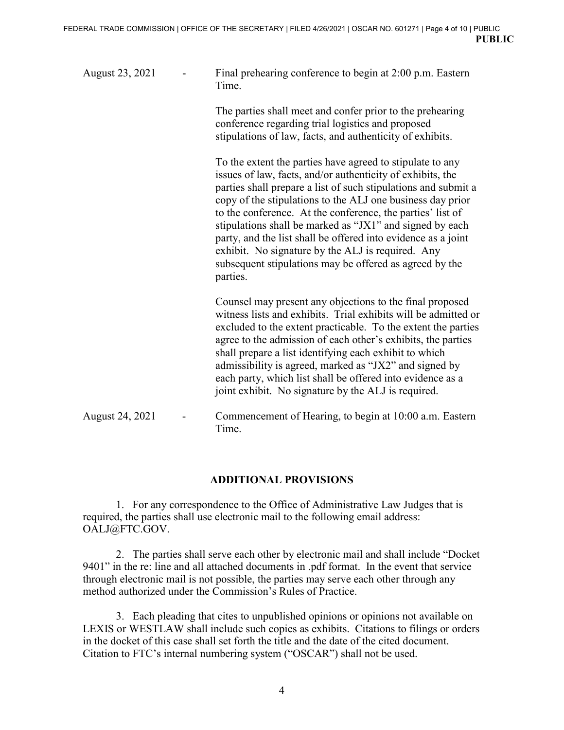August 23, 2021 - Final prehearing conference to begin at 2:00 p.m. Eastern Time.

The parties shall meet and confer prior to the prehearing conference regarding trial logistics and proposed stipulations of law, facts, and authenticity of exhibits.

To the extent the parties have agreed to stipulate to any issues of law, facts, and/or authenticity of exhibits, the parties shall prepare a list of such stipulations and submit a copy of the stipulations to the ALJ one business day prior to the conference. At the conference, the parties' list of stipulations shall be marked as "JX1" and signed by each party, and the list shall be offered into evidence as a joint exhibit. No signature by the ALJ is required. Any subsequent stipulations may be offered as agreed by the parties.

Counsel may present any objections to the final proposed witness lists and exhibits. Trial exhibits will be admitted or excluded to the extent practicable. To the extent the parties agree to the admission of each other's exhibits, the parties shall prepare a list identifying each exhibit to which admissibility is agreed, marked as "JX2" and signed by each party, which list shall be offered into evidence as a joint exhibit. No signature by the ALJ is required.

August 24, 2021 - Commencement of Hearing, to begin at 10:00 a.m. Eastern Time.

## ADDITIONAL PROVISIONS

1. For any correspondence to the Office of Administrative Law Judges that is required, the parties shall use electronic mail to the following email address: OALJ@FTC.GOV.

2. The parties shall serve each other by electronic mail and shall include "Docket 9401" in the re: line and all attached documents in .pdf format. In the event that service through electronic mail is not possible, the parties may serve each other through any method authorized under the Commission's Rules of Practice.

3. Each pleading that cites to unpublished opinions or opinions not available on LEXIS or WESTLAW shall include such copies as exhibits. Citations to filings or orders in the docket of this case shall set forth the title and the date of the cited document. Citation to FTC's internal numbering system ("OSCAR") shall not be used.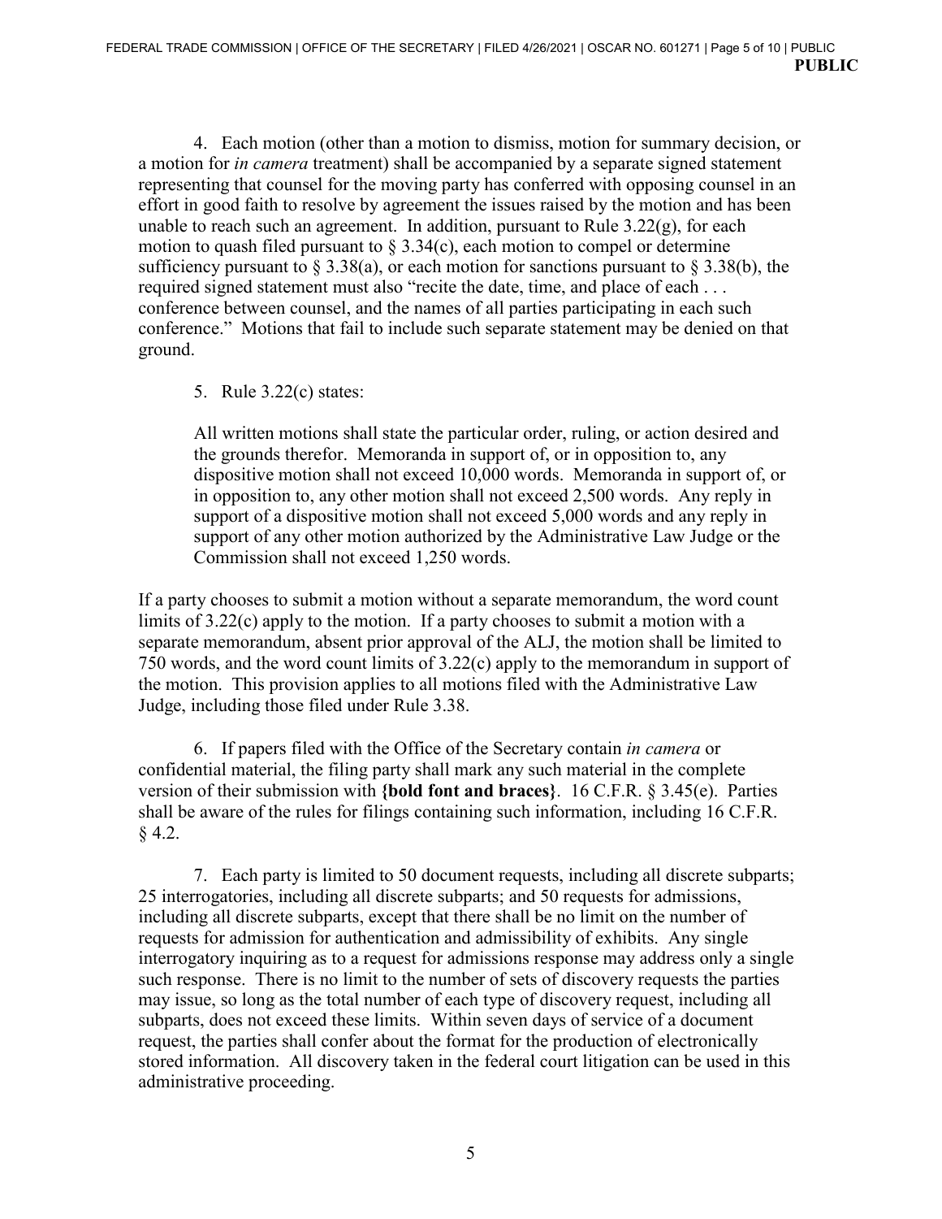4. Each motion (other than a motion to dismiss, motion for summary decision, or a motion for *in camera* treatment) shall be accompanied by a separate signed statement representing that counsel for the moving party has conferred with opposing counsel in an effort in good faith to resolve by agreement the issues raised by the motion and has been unable to reach such an agreement. In addition, pursuant to Rule 3.22(g), for each motion to quash filed pursuant to § 3.34(c), each motion to compel or determine sufficiency pursuant to § 3.38(a), or each motion for sanctions pursuant to § 3.38(b), the required signed statement must also "recite the date, time, and place of each . . . conference between counsel, and the names of all parties participating in each such conference." Motions that fail to include such separate statement may be denied on that ground.

5. Rule 3.22(c) states:

> All written motions shall state the particular order, ruling, or action desired and the grounds therefor. Memoranda in support of, or in opposition to, any dispositive motion shall not exceed 10,000 words. Memoranda in support of, or in opposition to, any other motion shall not exceed 2,500 words. Any reply in support of a dispositive motion shall not exceed 5,000 words and any reply in support of any other motion authorized by the Administrative Law Judge or the Commission shall not exceed 1,250 words.

If a party chooses to submit a motion without a separate memorandum, the word count limits of 3.22(c) apply to the motion. If a party chooses to submit a motion with a separate memorandum, absent prior approval of the ALJ, the motion shall be limited to 750 words, and the word count limits of 3.22(c) apply to the memorandum in support of the motion. This provision applies to all motions filed with the Administrative Law Judge, including those filed under Rule 3.38.

6. If papers filed with the Office of the Secretary contain *in camera* or confidential material, the filing party shall mark any such material in the complete version of their submission with **{bold font and braces}**. 16 C.F.R. § 3.45(e). Parties shall be aware of the rules for filings containing such information, including 16 C.F.R. § 4.2.

7. Each party is limited to 50 document requests, including all discrete subparts; 25 interrogatories, including all discrete subparts; and 50 requests for admissions, including all discrete subparts, except that there shall be no limit on the number of requests for admission for authentication and admissibility of exhibits. Any single interrogatory inquiring as to a request for admissions response may address only a single such response. There is no limit to the number of sets of discovery requests the parties may issue, so long as the total number of each type of discovery request, including all subparts, does not exceed these limits. Within seven days of service of a document request, the parties shall confer about the format for the production of electronically stored information. All discovery taken in the federal court litigation can be used in this administrative proceeding.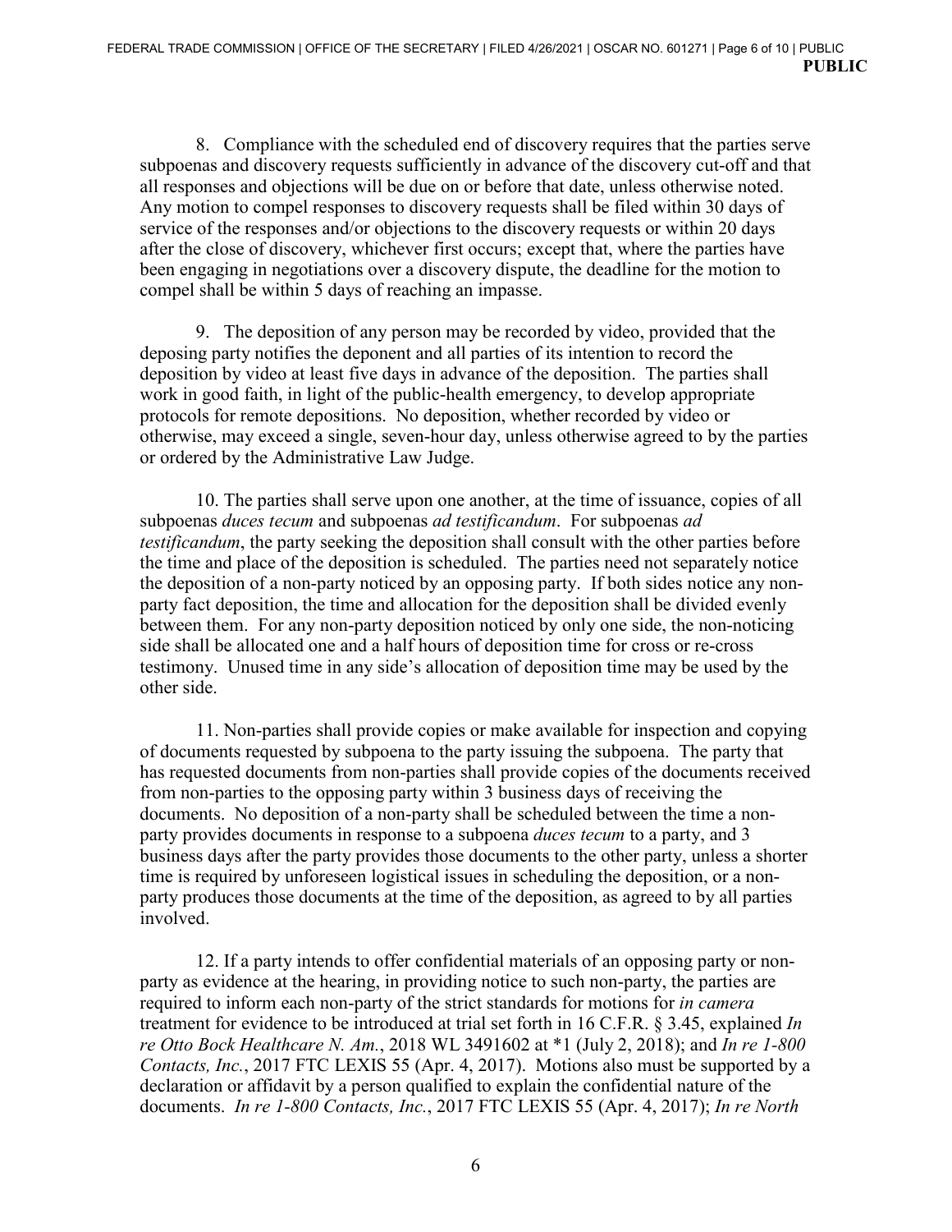8. Compliance with the scheduled end of discovery requires that the parties serve subpoenas and discovery requests sufficiently in advance of the discovery cut-off and that all responses and objections will be due on or before that date, unless otherwise noted. Any motion to compel responses to discovery requests shall be filed within 30 days of service of the responses and/or objections to the discovery requests or within 20 days after the close of discovery, whichever first occurs; except that, where the parties have been engaging in negotiations over a discovery dispute, the deadline for the motion to compel shall be within 5 days of reaching an impasse.

9. The deposition of any person may be recorded by video, provided that the deposing party notifies the deponent and all parties of its intention to record the deposition by video at least five days in advance of the deposition. The parties shall work in good faith, in light of the public-health emergency, to develop appropriate protocols for remote depositions. No deposition, whether recorded by video or otherwise, may exceed a single, seven-hour day, unless otherwise agreed to by the parties or ordered by the Administrative Law Judge.

10. The parties shall serve upon one another, at the time of issuance, copies of all subpoenas *duces tecum* and subpoenas *ad testificandum*. For subpoenas *ad testificandum*, the party seeking the deposition shall consult with the other parties before the time and place of the deposition is scheduled. The parties need not separately notice the deposition of a non-party noticed by an opposing party. If both sides notice any non-party fact deposition, the time and allocation for the deposition shall be divided evenly between them. For any non-party deposition noticed by only one side, the non-noticing side shall be allocated one and a half hours of deposition time for cross or re-cross testimony. Unused time in any side's allocation of deposition time may be used by the other side.

11. Non-parties shall provide copies or make available for inspection and copying of documents requested by subpoena to the party issuing the subpoena. The party that has requested documents from non-parties shall provide copies of the documents received from non-parties to the opposing party within 3 business days of receiving the documents. No deposition of a non-party shall be scheduled between the time a non-party provides documents in response to a subpoena *duces tecum* to a party, and 3 business days after the party provides those documents to the other party, unless a shorter time is required by unforeseen logistical issues in scheduling the deposition, or a non-party produces those documents at the time of the deposition, as agreed to by all parties involved.

12. If a party intends to offer confidential materials of an opposing party or non-party as evidence at the hearing, in providing notice to such non-party, the parties are required to inform each non-party of the strict standards for motions for *in camera* treatment for evidence to be introduced at trial set forth in 16 C.F.R. § 3.45, explained *In re Otto Bock Healthcare N. Am.*, 2018 WL 3491602 at *1 (July 2, 2018); and *In re 1-800 Contacts, Inc.*, 2017 FTC LEXIS 55 (Apr. 4, 2017). Motions also must be supported by a declaration or affidavit by a person qualified to explain the confidential nature of the documents. *In re 1-800 Contacts, Inc.*, 2017 FTC LEXIS 55 (Apr. 4, 2017); *In re North*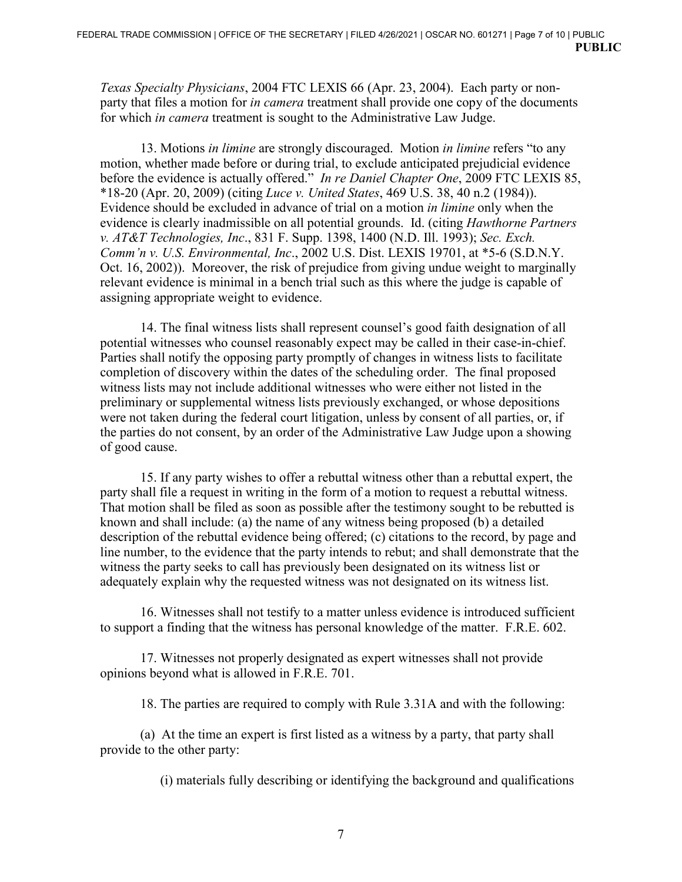*Texas Specialty Physicians*, 2004 FTC LEXIS 66 (Apr. 23, 2004). Each party or non-party that files a motion for *in camera* treatment shall provide one copy of the documents for which *in camera* treatment is sought to the Administrative Law Judge.

13. Motions *in limine* are strongly discouraged. Motion *in limine* refers "to any motion, whether made before or during trial, to exclude anticipated prejudicial evidence before the evidence is actually offered." *In re Daniel Chapter One*, 2009 FTC LEXIS 85, *18-20 (Apr. 20, 2009) (citing *Luce v. United States*, 469 U.S. 38, 40 n.2 (1984)). Evidence should be excluded in advance of trial on a motion *in limine* only when the evidence is clearly inadmissible on all potential grounds. Id. (citing *Hawthorne Partners v. AT&T Technologies, Inc*., 831 F. Supp. 1398, 1400 (N.D. Ill. 1993); *Sec. Exch. Comm'n v. U.S. Environmental, Inc*., 2002 U.S. Dist. LEXIS 19701, at *5-6 (S.D.N.Y. Oct. 16, 2002)). Moreover, the risk of prejudice from giving undue weight to marginally relevant evidence is minimal in a bench trial such as this where the judge is capable of assigning appropriate weight to evidence.

14. The final witness lists shall represent counsel's good faith designation of all potential witnesses who counsel reasonably expect may be called in their case-in-chief. Parties shall notify the opposing party promptly of changes in witness lists to facilitate completion of discovery within the dates of the scheduling order. The final proposed witness lists may not include additional witnesses who were either not listed in the preliminary or supplemental witness lists previously exchanged, or whose depositions were not taken during the federal court litigation, unless by consent of all parties, or, if the parties do not consent, by an order of the Administrative Law Judge upon a showing of good cause.

15. If any party wishes to offer a rebuttal witness other than a rebuttal expert, the party shall file a request in writing in the form of a motion to request a rebuttal witness. That motion shall be filed as soon as possible after the testimony sought to be rebutted is known and shall include: (a) the name of any witness being proposed (b) a detailed description of the rebuttal evidence being offered; (c) citations to the record, by page and line number, to the evidence that the party intends to rebut; and shall demonstrate that the witness the party seeks to call has previously been designated on its witness list or adequately explain why the requested witness was not designated on its witness list.

16. Witnesses shall not testify to a matter unless evidence is introduced sufficient to support a finding that the witness has personal knowledge of the matter. F.R.E. 602.

17. Witnesses not properly designated as expert witnesses shall not provide opinions beyond what is allowed in F.R.E. 701.

18. The parties are required to comply with Rule 3.31A and with the following:

(a) At the time an expert is first listed as a witness by a party, that party shall provide to the other party:

(i) materials fully describing or identifying the background and qualifications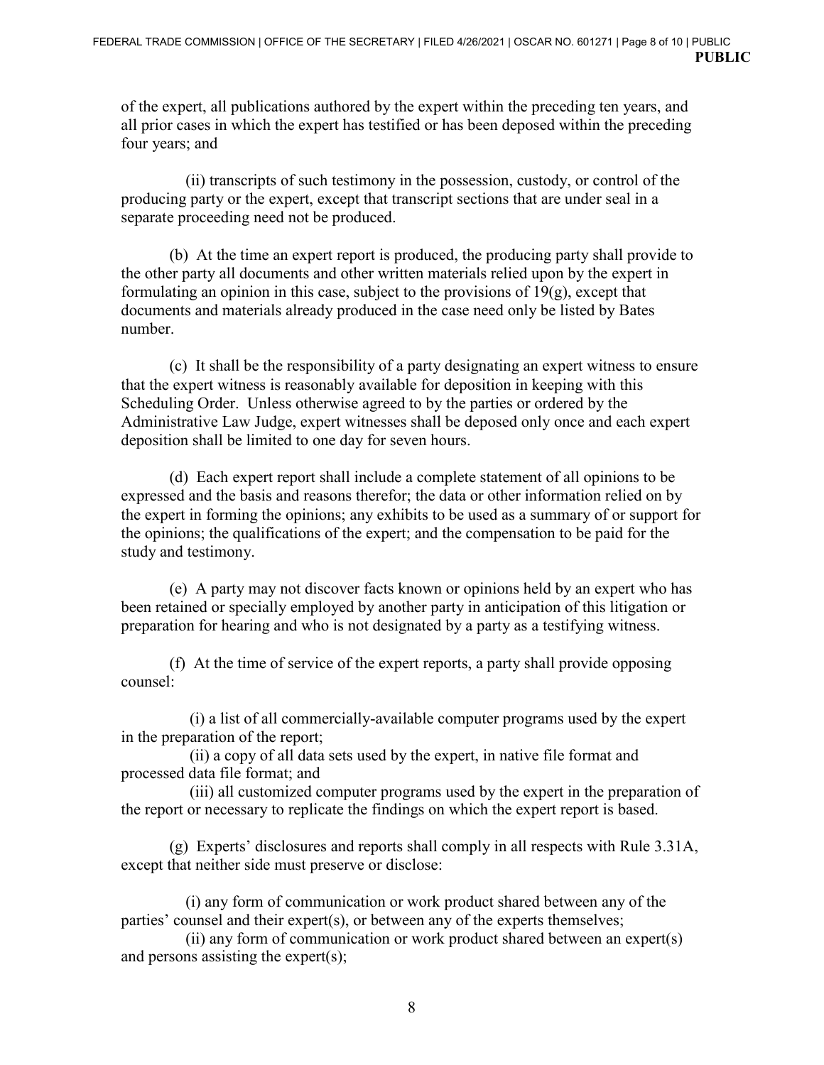of the expert, all publications authored by the expert within the preceding ten years, and all prior cases in which the expert has testified or has been deposed within the preceding four years; and

(ii) transcripts of such testimony in the possession, custody, or control of the producing party or the expert, except that transcript sections that are under seal in a separate proceeding need not be produced.

(b) At the time an expert report is produced, the producing party shall provide to the other party all documents and other written materials relied upon by the expert in formulating an opinion in this case, subject to the provisions of 19(g), except that documents and materials already produced in the case need only be listed by Bates number.

(c) It shall be the responsibility of a party designating an expert witness to ensure that the expert witness is reasonably available for deposition in keeping with this Scheduling Order. Unless otherwise agreed to by the parties or ordered by the Administrative Law Judge, expert witnesses shall be deposed only once and each expert deposition shall be limited to one day for seven hours.

(d) Each expert report shall include a complete statement of all opinions to be expressed and the basis and reasons therefor; the data or other information relied on by the expert in forming the opinions; any exhibits to be used as a summary of or support for the opinions; the qualifications of the expert; and the compensation to be paid for the study and testimony.

(e) A party may not discover facts known or opinions held by an expert who has been retained or specially employed by another party in anticipation of this litigation or preparation for hearing and who is not designated by a party as a testifying witness.

(f) At the time of service of the expert reports, a party shall provide opposing counsel:

(i) a list of all commercially-available computer programs used by the expert in the preparation of the report;

(ii) a copy of all data sets used by the expert, in native file format and processed data file format; and

(iii) all customized computer programs used by the expert in the preparation of the report or necessary to replicate the findings on which the expert report is based.

(g) Experts' disclosures and reports shall comply in all respects with Rule 3.31A, except that neither side must preserve or disclose:

(i) any form of communication or work product shared between any of the parties' counsel and their expert(s), or between any of the experts themselves;

(ii) any form of communication or work product shared between an expert(s) and persons assisting the expert(s);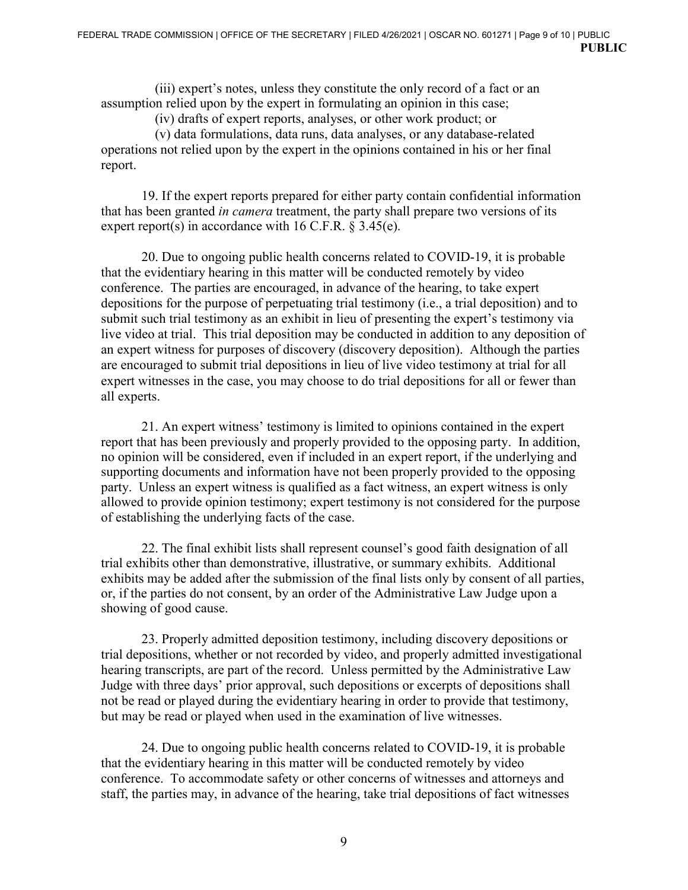(iii) expert's notes, unless they constitute the only record of a fact or an assumption relied upon by the expert in formulating an opinion in this case;

(iv) drafts of expert reports, analyses, or other work product; or

(v) data formulations, data runs, data analyses, or any database-related operations not relied upon by the expert in the opinions contained in his or her final report.

19. If the expert reports prepared for either party contain confidential information that has been granted *in camera* treatment, the party shall prepare two versions of its expert report(s) in accordance with 16 C.F.R. § 3.45(e).

20. Due to ongoing public health concerns related to COVID-19, it is probable that the evidentiary hearing in this matter will be conducted remotely by video conference. The parties are encouraged, in advance of the hearing, to take expert depositions for the purpose of perpetuating trial testimony (i.e., a trial deposition) and to submit such trial testimony as an exhibit in lieu of presenting the expert's testimony via live video at trial. This trial deposition may be conducted in addition to any deposition of an expert witness for purposes of discovery (discovery deposition). Although the parties are encouraged to submit trial depositions in lieu of live video testimony at trial for all expert witnesses in the case, you may choose to do trial depositions for all or fewer than all experts.

21. An expert witness' testimony is limited to opinions contained in the expert report that has been previously and properly provided to the opposing party. In addition, no opinion will be considered, even if included in an expert report, if the underlying and supporting documents and information have not been properly provided to the opposing party. Unless an expert witness is qualified as a fact witness, an expert witness is only allowed to provide opinion testimony; expert testimony is not considered for the purpose of establishing the underlying facts of the case.

22. The final exhibit lists shall represent counsel's good faith designation of all trial exhibits other than demonstrative, illustrative, or summary exhibits. Additional exhibits may be added after the submission of the final lists only by consent of all parties, or, if the parties do not consent, by an order of the Administrative Law Judge upon a showing of good cause.

23. Properly admitted deposition testimony, including discovery depositions or trial depositions, whether or not recorded by video, and properly admitted investigational hearing transcripts, are part of the record. Unless permitted by the Administrative Law Judge with three days' prior approval, such depositions or excerpts of depositions shall not be read or played during the evidentiary hearing in order to provide that testimony, but may be read or played when used in the examination of live witnesses.

24. Due to ongoing public health concerns related to COVID-19, it is probable that the evidentiary hearing in this matter will be conducted remotely by video conference. To accommodate safety or other concerns of witnesses and attorneys and staff, the parties may, in advance of the hearing, take trial depositions of fact witnesses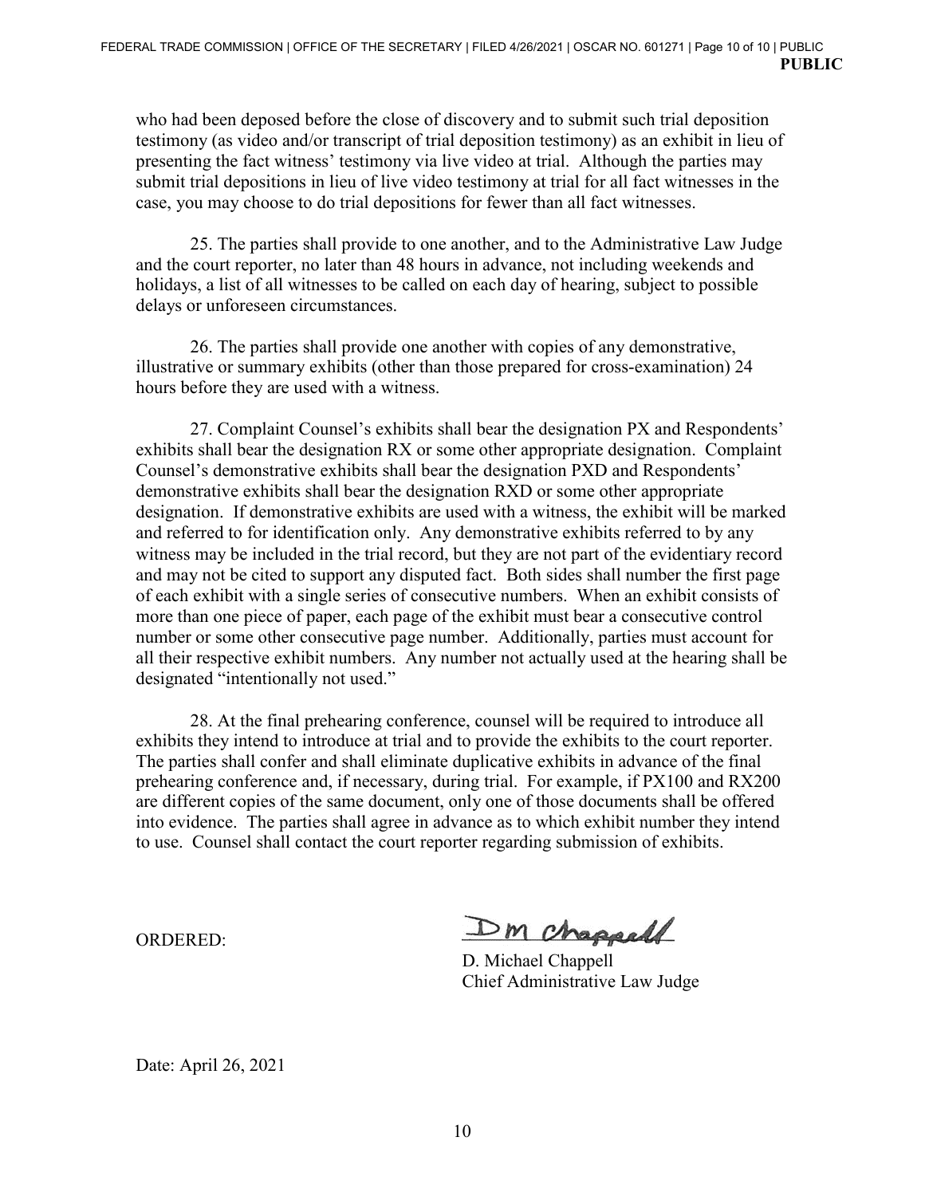who had been deposed before the close of discovery and to submit such trial deposition testimony (as video and/or transcript of trial deposition testimony) as an exhibit in lieu of presenting the fact witness' testimony via live video at trial. Although the parties may submit trial depositions in lieu of live video testimony at trial for all fact witnesses in the case, you may choose to do trial depositions for fewer than all fact witnesses.

25. The parties shall provide to one another, and to the Administrative Law Judge and the court reporter, no later than 48 hours in advance, not including weekends and holidays, a list of all witnesses to be called on each day of hearing, subject to possible delays or unforeseen circumstances.

26. The parties shall provide one another with copies of any demonstrative, illustrative or summary exhibits (other than those prepared for cross-examination) 24 hours before they are used with a witness.

27. Complaint Counsel's exhibits shall bear the designation PX and Respondents' exhibits shall bear the designation RX or some other appropriate designation. Complaint Counsel's demonstrative exhibits shall bear the designation PXD and Respondents' demonstrative exhibits shall bear the designation RXD or some other appropriate designation. If demonstrative exhibits are used with a witness, the exhibit will be marked and referred to for identification only. Any demonstrative exhibits referred to by any witness may be included in the trial record, but they are not part of the evidentiary record and may not be cited to support any disputed fact. Both sides shall number the first page of each exhibit with a single series of consecutive numbers. When an exhibit consists of more than one piece of paper, each page of the exhibit must bear a consecutive control number or some other consecutive page number. Additionally, parties must account for all their respective exhibit numbers. Any number not actually used at the hearing shall be designated "intentionally not used."

28. At the final prehearing conference, counsel will be required to introduce all exhibits they intend to introduce at trial and to provide the exhibits to the court reporter. The parties shall confer and shall eliminate duplicative exhibits in advance of the final prehearing conference and, if necessary, during trial. For example, if PX100 and RX200 are different copies of the same document, only one of those documents shall be offered into evidence. The parties shall agree in advance as to which exhibit number they intend to use. Counsel shall contact the court reporter regarding submission of exhibits.

ORDERED:

DM Chappell

D. Michael Chappell
Chief Administrative Law Judge

Date: April 26, 2021